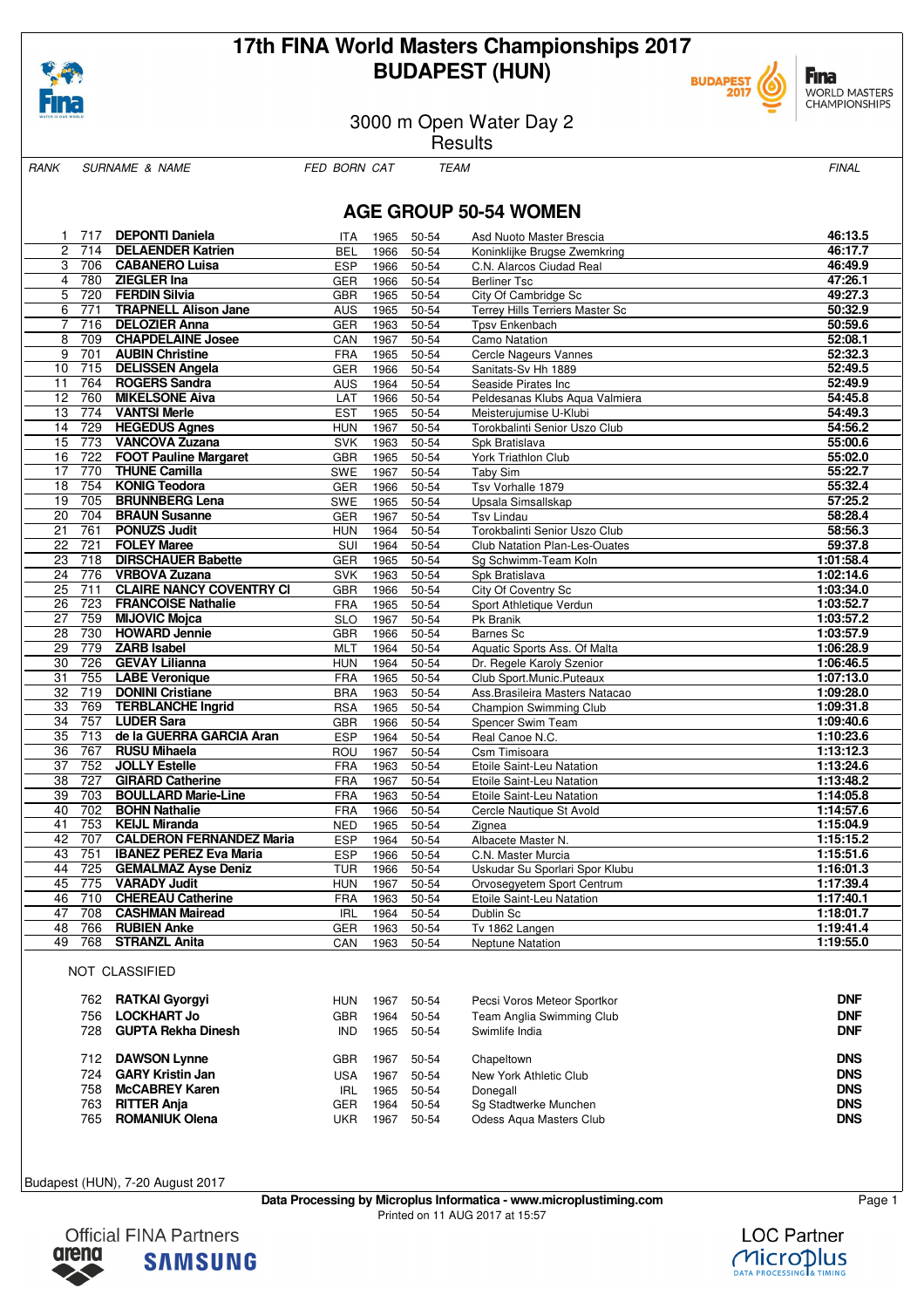# 17th FINA World Masters Championships 2017
# BUDAPEST (HUN)

## 3000 m Open Water Day 2
## Results

### AGE GROUP 50-54 WOMEN

| RANK | | SURNAME & NAME | FED | BORN | CAT | TEAM | FINAL |
|---|---|---|---|---|---|---|---|
| 1 | 717 | **DEPONTI Daniela** | ITA | 1965 | 50-54 | Asd Nuoto Master Brescia | **46:13.5** |
| 2 | 714 | **DELAENDER Katrien** | BEL | 1966 | 50-54 | Koninklijke Brugse Zwemkring | **46:17.7** |
| 3 | 706 | **CABANERO Luisa** | ESP | 1966 | 50-54 | C.N. Alarcos Ciudad Real | **46:49.9** |
| 4 | 780 | **ZIEGLER Ina** | GER | 1966 | 50-54 | Berliner Tsc | **47:26.1** |
| 5 | 720 | **FERDIN Silvia** | GBR | 1965 | 50-54 | City Of Cambridge Sc | **49:27.3** |
| 6 | 771 | **TRAPNELL Alison Jane** | AUS | 1965 | 50-54 | Terrey Hills Terriers Master Sc | **50:32.9** |
| 7 | 716 | **DELOZIER Anna** | GER | 1963 | 50-54 | Tpsv Enkenbach | **50:59.6** |
| 8 | 709 | **CHAPDELAINE Josee** | CAN | 1967 | 50-54 | Camo Natation | **52:08.1** |
| 9 | 701 | **AUBIN Christine** | FRA | 1965 | 50-54 | Cercle Nageurs Vannes | **52:32.3** |
| 10 | 715 | **DELISSEN Angela** | GER | 1966 | 50-54 | Sanitats-Sv Hh 1889 | **52:49.5** |
| 11 | 764 | **ROGERS Sandra** | AUS | 1964 | 50-54 | Seaside Pirates Inc | **52:49.9** |
| 12 | 760 | **MIKELSONE Aiva** | LAT | 1966 | 50-54 | Peldesanas Klubs Aqua Valmiera | **54:45.8** |
| 13 | 774 | **VANTSI Merle** | EST | 1965 | 50-54 | Meisterujumise U-Klubi | **54:49.3** |
| 14 | 729 | **HEGEDUS Agnes** | HUN | 1967 | 50-54 | Torokbalinti Senior Uszo Club | **54:56.2** |
| 15 | 773 | **VANCOVA Zuzana** | SVK | 1963 | 50-54 | Spk Bratislava | **55:00.6** |
| 16 | 722 | **FOOT Pauline Margaret** | GBR | 1965 | 50-54 | York Triathlon Club | **55:02.0** |
| 17 | 770 | **THUNE Camilla** | SWE | 1967 | 50-54 | Taby Sim | **55:22.7** |
| 18 | 754 | **KONIG Teodora** | GER | 1966 | 50-54 | Tsv Vorhalle 1879 | **55:32.4** |
| 19 | 705 | **BRUNNBERG Lena** | SWE | 1965 | 50-54 | Upsala Simsallskap | **57:25.2** |
| 20 | 704 | **BRAUN Susanne** | GER | 1967 | 50-54 | Tsv Lindau | **58:28.4** |
| 21 | 761 | **PONUZS Judit** | HUN | 1964 | 50-54 | Torokbalinti Senior Uszo Club | **58:56.3** |
| 22 | 721 | **FOLEY Maree** | SUI | 1964 | 50-54 | Club Natation Plan-Les-Ouates | **59:37.8** |
| 23 | 718 | **DIRSCHAUER Babette** | GER | 1965 | 50-54 | Sg Schwimm-Team Koln | **1:01:58.4** |
| 24 | 776 | **VRBOVA Zuzana** | SVK | 1963 | 50-54 | Spk Bratislava | **1:02:14.6** |
| 25 | 711 | **CLAIRE NANCY COVENTRY Cl** | GBR | 1966 | 50-54 | City Of Coventry Sc | **1:03:34.0** |
| 26 | 723 | **FRANCOISE Nathalie** | FRA | 1965 | 50-54 | Sport Athletique Verdun | **1:03:52.7** |
| 27 | 759 | **MIJOVIC Mojca** | SLO | 1967 | 50-54 | Pk Branik | **1:03:57.2** |
| 28 | 730 | **HOWARD Jennie** | GBR | 1966 | 50-54 | Barnes Sc | **1:03:57.9** |
| 29 | 779 | **ZARB Isabel** | MLT | 1964 | 50-54 | Aquatic Sports Ass. Of Malta | **1:06:28.9** |
| 30 | 726 | **GEVAY Lilianna** | HUN | 1964 | 50-54 | Dr. Regele Karoly Szenior | **1:06:46.5** |
| 31 | 755 | **LABE Veronique** | FRA | 1965 | 50-54 | Club Sport.Munic.Puteaux | **1:07:13.0** |
| 32 | 719 | **DONINI Cristiane** | BRA | 1963 | 50-54 | Ass.Brasileira Masters Natacao | **1:09:28.0** |
| 33 | 769 | **TERBLANCHE Ingrid** | RSA | 1965 | 50-54 | Champion Swimming Club | **1:09:31.8** |
| 34 | 757 | **LUDER Sara** | GBR | 1966 | 50-54 | Spencer Swim Team | **1:09:40.6** |
| 35 | 713 | **de la GUERRA GARCIA Aran** | ESP | 1964 | 50-54 | Real Canoe N.C. | **1:10:23.6** |
| 36 | 767 | **RUSU Mihaela** | ROU | 1967 | 50-54 | Csm Timisoara | **1:13:12.3** |
| 37 | 752 | **JOLLY Estelle** | FRA | 1963 | 50-54 | Etoile Saint-Leu Natation | **1:13:24.6** |
| 38 | 727 | **GIRARD Catherine** | FRA | 1967 | 50-54 | Etoile Saint-Leu Natation | **1:13:48.2** |
| 39 | 703 | **BOULLARD Marie-Line** | FRA | 1963 | 50-54 | Etoile Saint-Leu Natation | **1:14:05.8** |
| 40 | 702 | **BOHN Nathalie** | FRA | 1966 | 50-54 | Cercle Nautique St Avold | **1:14:57.6** |
| 41 | 753 | **KEIJL Miranda** | NED | 1965 | 50-54 | Zignea | **1:15:04.9** |
| 42 | 707 | **CALDERON FERNANDEZ Maria** | ESP | 1964 | 50-54 | Albacete Master N. | **1:15:15.2** |
| 43 | 751 | **IBANEZ PEREZ Eva Maria** | ESP | 1966 | 50-54 | C.N. Master Murcia | **1:15:51.6** |
| 44 | 725 | **GEMALMAZ Ayse Deniz** | TUR | 1966 | 50-54 | Uskudar Su Sporlari Spor Klubu | **1:16:01.3** |
| 45 | 775 | **VARADY Judit** | HUN | 1967 | 50-54 | Orvosegyetem Sport Centrum | **1:17:39.4** |
| 46 | 710 | **CHEREAU Catherine** | FRA | 1963 | 50-54 | Etoile Saint-Leu Natation | **1:17:40.1** |
| 47 | 708 | **CASHMAN Mairead** | IRL | 1964 | 50-54 | Dublin Sc | **1:18:01.7** |
| 48 | 766 | **RUBIEN Anke** | GER | 1963 | 50-54 | Tv 1862 Langen | **1:19:41.4** |
| 49 | 768 | **STRANZL Anita** | CAN | 1963 | 50-54 | Neptune Natation | **1:19:55.0** |

NOT CLASSIFIED

| | SURNAME & NAME | FED | BORN | CAT | TEAM | FINAL |
|---|---|---|---|---|---|---|
| 762 | **RATKAI Gyorgyi** | HUN | 1967 | 50-54 | Pecsi Voros Meteor Sportkor | **DNF** |
| 756 | **LOCKHART Jo** | GBR | 1964 | 50-54 | Team Anglia Swimming Club | **DNF** |
| 728 | **GUPTA Rekha Dinesh** | IND | 1965 | 50-54 | Swimlife India | **DNF** |
| 712 | **DAWSON Lynne** | GBR | 1967 | 50-54 | Chapeltown | **DNS** |
| 724 | **GARY Kristin Jan** | USA | 1967 | 50-54 | New York Athletic Club | **DNS** |
| 758 | **McCABREY Karen** | IRL | 1965 | 50-54 | Donegall | **DNS** |
| 763 | **RITTER Anja** | GER | 1964 | 50-54 | Sg Stadtwerke Munchen | **DNS** |
| 765 | **ROMANIUK Olena** | UKR | 1967 | 50-54 | Odess Aqua Masters Club | **DNS** |

Budapest (HUN), 7-20 August 2017

**Data Processing by Microplus Informatica - www.microplustiming.com**
Printed on 11 AUG 2017 at 15:57

Official FINA Partners

LOC Partner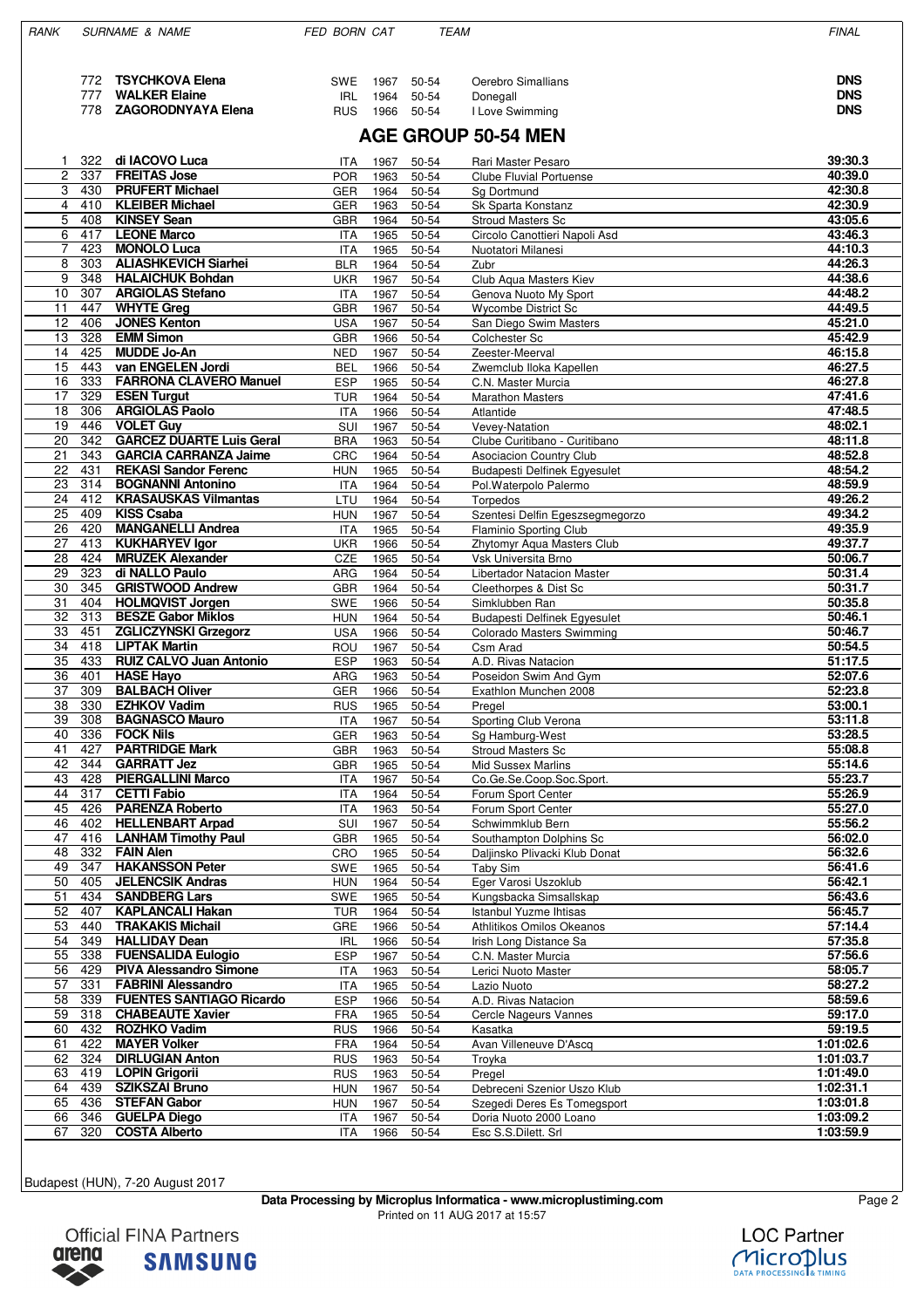| RANK | | SURNAME & NAME | FED | BORN | CAT | TEAM | FINAL |
|---|---|---|---|---|---|---|---|
| | 772 | **TSYCHKOVA Elena** | SWE | 1967 | 50-54 | Oerebro Simallians | **DNS** |
| | 777 | **WALKER Elaine** | IRL | 1964 | 50-54 | Donegall | **DNS** |
| | 778 | **ZAGORODNYAYA Elena** | RUS | 1966 | 50-54 | I Love Swimming | **DNS** |

## AGE GROUP 50-54 MEN

| RANK | | SURNAME & NAME | FED | BORN | CAT | TEAM | FINAL |
|---|---|---|---|---|---|---|---|
| 1 | 322 | **di IACOVO Luca** | ITA | 1967 | 50-54 | Rari Master Pesaro | **39:30.3** |
| 2 | 337 | **FREITAS Jose** | POR | 1963 | 50-54 | Clube Fluvial Portuense | **40:39.0** |
| 3 | 430 | **PRUFERT Michael** | GER | 1964 | 50-54 | Sg Dortmund | **42:30.8** |
| 4 | 410 | **KLEIBER Michael** | GER | 1963 | 50-54 | Sk Sparta Konstanz | **42:30.9** |
| 5 | 408 | **KINSEY Sean** | GBR | 1964 | 50-54 | Stroud Masters Sc | **43:05.6** |
| 6 | 417 | **LEONE Marco** | ITA | 1965 | 50-54 | Circolo Canottieri Napoli Asd | **43:46.3** |
| 7 | 423 | **MONOLO Luca** | ITA | 1965 | 50-54 | Nuotatori Milanesi | **44:10.3** |
| 8 | 303 | **ALIASHKEVICH Siarhei** | BLR | 1964 | 50-54 | Zubr | **44:26.3** |
| 9 | 348 | **HALAICHUK Bohdan** | UKR | 1967 | 50-54 | Club Aqua Masters Kiev | **44:38.6** |
| 10 | 307 | **ARGIOLAS Stefano** | ITA | 1967 | 50-54 | Genova Nuoto My Sport | **44:48.2** |
| 11 | 447 | **WHYTE Greg** | GBR | 1967 | 50-54 | Wycombe District Sc | **44:49.5** |
| 12 | 406 | **JONES Kenton** | USA | 1967 | 50-54 | San Diego Swim Masters | **45:21.0** |
| 13 | 328 | **EMM Simon** | GBR | 1966 | 50-54 | Colchester Sc | **45:42.9** |
| 14 | 425 | **MUDDE Jo-An** | NED | 1967 | 50-54 | Zeester-Meerval | **46:15.8** |
| 15 | 443 | **van ENGELEN Jordi** | BEL | 1966 | 50-54 | Zwemclub Iloka Kapellen | **46:27.5** |
| 16 | 333 | **FARRONA CLAVERO Manuel** | ESP | 1965 | 50-54 | C.N. Master Murcia | **46:27.8** |
| 17 | 329 | **ESEN Turgut** | TUR | 1964 | 50-54 | Marathon Masters | **47:41.6** |
| 18 | 306 | **ARGIOLAS Paolo** | ITA | 1966 | 50-54 | Atlantide | **47:48.5** |
| 19 | 446 | **VOLET Guy** | SUI | 1967 | 50-54 | Vevey-Natation | **48:02.1** |
| 20 | 342 | **GARCEZ DUARTE Luis Geral** | BRA | 1963 | 50-54 | Clube Curitibano - Curitibano | **48:11.8** |
| 21 | 343 | **GARCIA CARRANZA Jaime** | CRC | 1964 | 50-54 | Asociacion Country Club | **48:52.8** |
| 22 | 431 | **REKASI Sandor Ferenc** | HUN | 1965 | 50-54 | Budapesti Delfinek Egyesulet | **48:54.2** |
| 23 | 314 | **BOGNANNI Antonino** | ITA | 1964 | 50-54 | Pol.Waterpolo Palermo | **48:59.9** |
| 24 | 412 | **KRASAUSKAS Vilmantas** | LTU | 1964 | 50-54 | Torpedos | **49:26.2** |
| 25 | 409 | **KISS Csaba** | HUN | 1967 | 50-54 | Szentesi Delfin Egeszsegmegorzo | **49:34.2** |
| 26 | 420 | **MANGANELLI Andrea** | ITA | 1965 | 50-54 | Flaminio Sporting Club | **49:35.9** |
| 27 | 413 | **KUKHARYEV Igor** | UKR | 1966 | 50-54 | Zhytomyr Aqua Masters Club | **49:37.7** |
| 28 | 424 | **MRUZEK Alexander** | CZE | 1965 | 50-54 | Vsk Universita Brno | **50:06.7** |
| 29 | 323 | **di NALLO Paulo** | ARG | 1964 | 50-54 | Libertador Natacion Master | **50:31.4** |
| 30 | 345 | **GRISTWOOD Andrew** | GBR | 1964 | 50-54 | Cleethorpes & Dist Sc | **50:31.7** |
| 31 | 404 | **HOLMQVIST Jorgen** | SWE | 1966 | 50-54 | Simklubben Ran | **50:35.8** |
| 32 | 313 | **BESZE Gabor Miklos** | HUN | 1964 | 50-54 | Budapesti Delfinek Egyesulet | **50:46.1** |
| 33 | 451 | **ZGLICZYNSKI Grzegorz** | USA | 1966 | 50-54 | Colorado Masters Swimming | **50:46.7** |
| 34 | 418 | **LIPTAK Martin** | ROU | 1967 | 50-54 | Csm Arad | **50:54.5** |
| 35 | 433 | **RUIZ CALVO Juan Antonio** | ESP | 1963 | 50-54 | A.D. Rivas Natacion | **51:17.5** |
| 36 | 401 | **HASE Hayo** | ARG | 1963 | 50-54 | Poseidon Swim And Gym | **52:07.6** |
| 37 | 309 | **BALBACH Oliver** | GER | 1966 | 50-54 | Exathlon Munchen 2008 | **52:23.8** |
| 38 | 330 | **EZHKOV Vadim** | RUS | 1965 | 50-54 | Pregel | **53:00.1** |
| 39 | 308 | **BAGNASCO Mauro** | ITA | 1967 | 50-54 | Sporting Club Verona | **53:11.8** |
| 40 | 336 | **FOCK Nils** | GER | 1963 | 50-54 | Sg Hamburg-West | **53:28.5** |
| 41 | 427 | **PARTRIDGE Mark** | GBR | 1963 | 50-54 | Stroud Masters Sc | **55:08.8** |
| 42 | 344 | **GARRATT Jez** | GBR | 1965 | 50-54 | Mid Sussex Marlins | **55:14.6** |
| 43 | 428 | **PIERGALLINI Marco** | ITA | 1967 | 50-54 | Co.Ge.Se.Coop.Soc.Sport. | **55:23.7** |
| 44 | 317 | **CETTI Fabio** | ITA | 1964 | 50-54 | Forum Sport Center | **55:26.9** |
| 45 | 426 | **PARENZA Roberto** | ITA | 1963 | 50-54 | Forum Sport Center | **55:27.0** |
| 46 | 402 | **HELLENBART Arpad** | SUI | 1967 | 50-54 | Schwimmklub Bern | **55:56.2** |
| 47 | 416 | **LANHAM Timothy Paul** | GBR | 1965 | 50-54 | Southampton Dolphins Sc | **56:02.0** |
| 48 | 332 | **FAIN Alen** | CRO | 1965 | 50-54 | Daljinsko Plivacki Klub Donat | **56:32.6** |
| 49 | 347 | **HAKANSSON Peter** | SWE | 1965 | 50-54 | Taby Sim | **56:41.6** |
| 50 | 405 | **JELENCSIK Andras** | HUN | 1964 | 50-54 | Eger Varosi Uszoklub | **56:42.1** |
| 51 | 434 | **SANDBERG Lars** | SWE | 1965 | 50-54 | Kungsbacka Simsallskap | **56:43.6** |
| 52 | 407 | **KAPLANCALI Hakan** | TUR | 1964 | 50-54 | Istanbul Yuzme Ihtisas | **56:45.7** |
| 53 | 440 | **TRAKAKIS Michail** | GRE | 1966 | 50-54 | Athlitikos Omilos Okeanos | **57:14.4** |
| 54 | 349 | **HALLIDAY Dean** | IRL | 1966 | 50-54 | Irish Long Distance Sa | **57:35.8** |
| 55 | 338 | **FUENSALIDA Eulogio** | ESP | 1967 | 50-54 | C.N. Master Murcia | **57:56.6** |
| 56 | 429 | **PIVA Alessandro Simone** | ITA | 1963 | 50-54 | Lerici Nuoto Master | **58:05.7** |
| 57 | 331 | **FABRINI Alessandro** | ITA | 1965 | 50-54 | Lazio Nuoto | **58:27.2** |
| 58 | 339 | **FUENTES SANTIAGO Ricardo** | ESP | 1966 | 50-54 | A.D. Rivas Natacion | **58:59.6** |
| 59 | 318 | **CHABEAUTE Xavier** | FRA | 1965 | 50-54 | Cercle Nageurs Vannes | **59:17.0** |
| 60 | 432 | **ROZHKO Vadim** | RUS | 1966 | 50-54 | Kasatka | **59:19.5** |
| 61 | 422 | **MAYER Volker** | FRA | 1964 | 50-54 | Avan Villeneuve D'Ascq | **1:01:02.6** |
| 62 | 324 | **DIRLUGIAN Anton** | RUS | 1963 | 50-54 | Troyka | **1:01:03.7** |
| 63 | 419 | **LOPIN Grigorii** | RUS | 1963 | 50-54 | Pregel | **1:01:49.0** |
| 64 | 439 | **SZIKSZAI Bruno** | HUN | 1967 | 50-54 | Debreceni Szenior Uszo Klub | **1:02:31.1** |
| 65 | 436 | **STEFAN Gabor** | HUN | 1967 | 50-54 | Szegedi Deres Es Tomegsport | **1:03:01.8** |
| 66 | 346 | **GUELPA Diego** | ITA | 1967 | 50-54 | Doria Nuoto 2000 Loano | **1:03:09.2** |
| 67 | 320 | **COSTA Alberto** | ITA | 1966 | 50-54 | Esc S.S.Dilett. Srl | **1:03:59.9** |

Budapest (HUN), 7-20 August 2017

**Data Processing by Microplus Informatica - www.microplustiming.com**
Printed on 11 AUG 2017 at 15:57

Official FINA Partners arena SAMSUNG

LOC Partner Microplus DATA PROCESSING & TIMING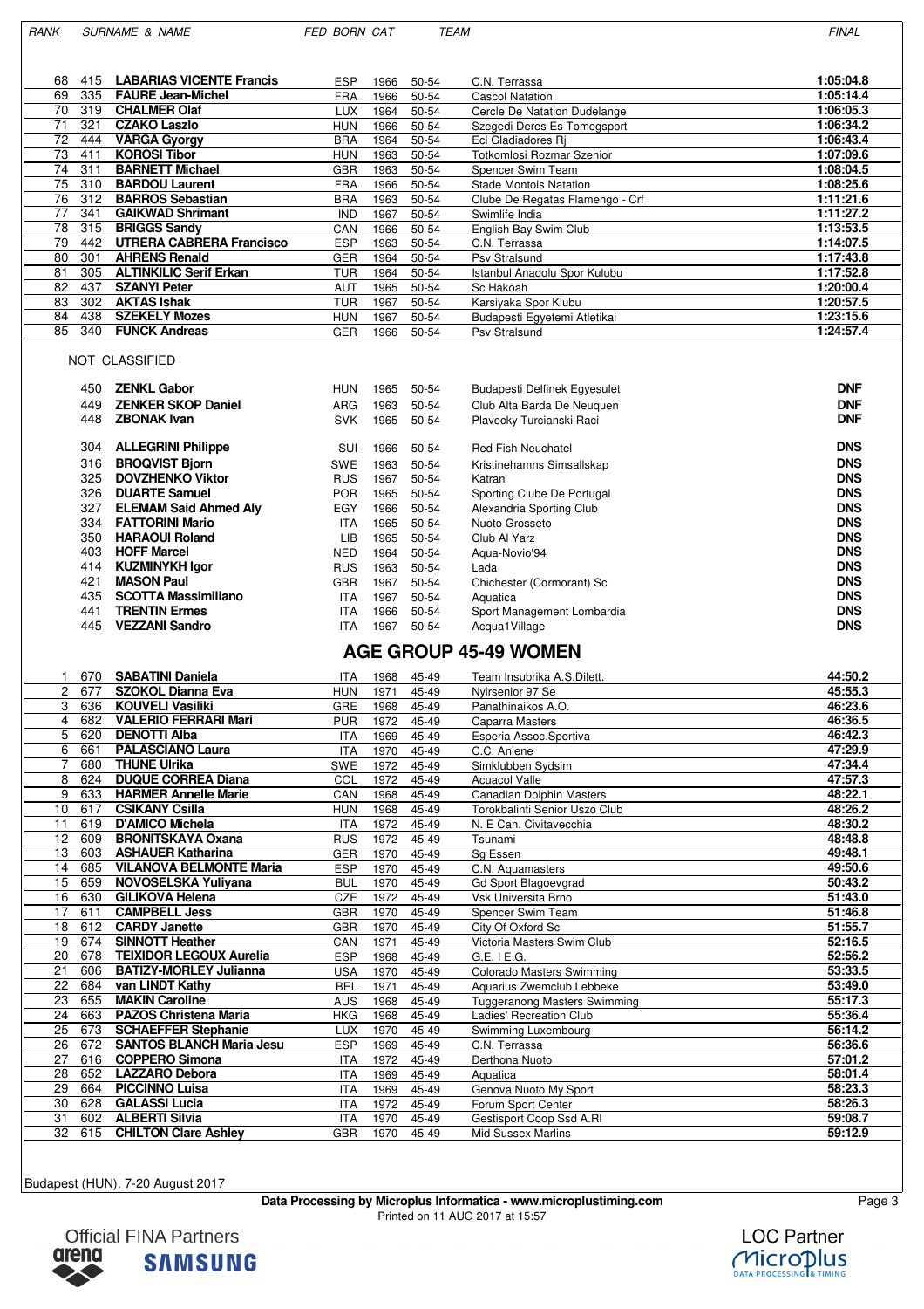| RANK | | SURNAME & NAME | FED | BORN | CAT | TEAM | FINAL |
|---|---|---|---|---|---|---|---|
| 68 | 415 | **LABARIAS VICENTE Francis** | ESP | 1966 | 50-54 | C.N. Terrassa | 1:05:04.8 |
| 69 | 335 | **FAURE Jean-Michel** | FRA | 1966 | 50-54 | Cascol Natation | 1:05:14.4 |
| 70 | 319 | **CHALMER Olaf** | LUX | 1964 | 50-54 | Cercle De Natation Dudelange | 1:06:05.3 |
| 71 | 321 | **CZAKO Laszlo** | HUN | 1966 | 50-54 | Szegedi Deres Es Tomegsport | 1:06:34.2 |
| 72 | 444 | **VARGA Gyorgy** | BRA | 1964 | 50-54 | Ecl Gladiadores Rj | 1:06:43.4 |
| 73 | 411 | **KOROSI Tibor** | HUN | 1963 | 50-54 | Totkomlosi Rozmar Szenior | 1:07:09.6 |
| 74 | 311 | **BARNETT Michael** | GBR | 1963 | 50-54 | Spencer Swim Team | 1:08:04.5 |
| 75 | 310 | **BARDOU Laurent** | FRA | 1966 | 50-54 | Stade Montois Natation | 1:08:25.6 |
| 76 | 312 | **BARROS Sebastian** | BRA | 1963 | 50-54 | Clube De Regatas Flamengo - Crf | 1:11:21.6 |
| 77 | 341 | **GAIKWAD Shrimant** | IND | 1967 | 50-54 | Swimlife India | 1:11:27.2 |
| 78 | 315 | **BRIGGS Sandy** | CAN | 1966 | 50-54 | English Bay Swim Club | 1:13:53.5 |
| 79 | 442 | **UTRERA CABRERA Francisco** | ESP | 1963 | 50-54 | C.N. Terrassa | 1:14:07.5 |
| 80 | 301 | **AHRENS Renald** | GER | 1964 | 50-54 | Psv Stralsund | 1:17:43.8 |
| 81 | 305 | **ALTINKILIC Serif Erkan** | TUR | 1964 | 50-54 | Istanbul Anadolu Spor Kulubu | 1:17:52.8 |
| 82 | 437 | **SZANYI Peter** | AUT | 1965 | 50-54 | Sc Hakoah | 1:20:00.4 |
| 83 | 302 | **AKTAS Ishak** | TUR | 1967 | 50-54 | Karsiyaka Spor Klubu | 1:20:57.5 |
| 84 | 438 | **SZEKELY Mozes** | HUN | 1967 | 50-54 | Budapesti Egyetemi Atletikai | 1:23:15.6 |
| 85 | 340 | **FUNCK Andreas** | GER | 1966 | 50-54 | Psv Stralsund | 1:24:57.4 |

NOT CLASSIFIED

| | SURNAME & NAME | FED | BORN | CAT | TEAM | FINAL |
|---|---|---|---|---|---|---|
| 450 | **ZENKL Gabor** | HUN | 1965 | 50-54 | Budapesti Delfinek Egyesulet | **DNF** |
| 449 | **ZENKER SKOP Daniel** | ARG | 1963 | 50-54 | Club Alta Barda De Neuquen | **DNF** |
| 448 | **ZBONAK Ivan** | SVK | 1965 | 50-54 | Plavecky Turcianski Raci | **DNF** |
| 304 | **ALLEGRINI Philippe** | SUI | 1966 | 50-54 | Red Fish Neuchatel | **DNS** |
| 316 | **BROQVIST Bjorn** | SWE | 1963 | 50-54 | Kristinehamns Simsallskap | **DNS** |
| 325 | **DOVZHENKO Viktor** | RUS | 1967 | 50-54 | Katran | **DNS** |
| 326 | **DUARTE Samuel** | POR | 1965 | 50-54 | Sporting Clube De Portugal | **DNS** |
| 327 | **ELEMAM Said Ahmed Aly** | EGY | 1966 | 50-54 | Alexandria Sporting Club | **DNS** |
| 334 | **FATTORINI Mario** | ITA | 1965 | 50-54 | Nuoto Grosseto | **DNS** |
| 350 | **HARAOUI Roland** | LIB | 1965 | 50-54 | Club Al Yarz | **DNS** |
| 403 | **HOFF Marcel** | NED | 1964 | 50-54 | Aqua-Novio'94 | **DNS** |
| 414 | **KUZMINYKH Igor** | RUS | 1963 | 50-54 | Lada | **DNS** |
| 421 | **MASON Paul** | GBR | 1967 | 50-54 | Chichester (Cormorant) Sc | **DNS** |
| 435 | **SCOTTA Massimiliano** | ITA | 1967 | 50-54 | Aquatica | **DNS** |
| 441 | **TRENTIN Ermes** | ITA | 1966 | 50-54 | Sport Management Lombardia | **DNS** |
| 445 | **VEZZANI Sandro** | ITA | 1967 | 50-54 | Acqua1Village | **DNS** |

## AGE GROUP 45-49 WOMEN

| RANK | | SURNAME & NAME | FED | BORN | CAT | TEAM | FINAL |
|---|---|---|---|---|---|---|---|
| 1 | 670 | **SABATINI Daniela** | ITA | 1968 | 45-49 | Team Insubrika A.S.Dilett. | 44:50.2 |
| 2 | 677 | **SZOKOL Dianna Eva** | HUN | 1971 | 45-49 | Nyirsenior 97 Se | 45:55.3 |
| 3 | 636 | **KOUVELI Vasiliki** | GRE | 1968 | 45-49 | Panathinaikos A.O. | 46:23.6 |
| 4 | 682 | **VALERIO FERRARI Mari** | PUR | 1972 | 45-49 | Caparra Masters | 46:36.5 |
| 5 | 620 | **DENOTTI Alba** | ITA | 1969 | 45-49 | Esperia Assoc.Sportiva | 46:42.3 |
| 6 | 661 | **PALASCIANO Laura** | ITA | 1970 | 45-49 | C.C. Aniene | 47:29.9 |
| 7 | 680 | **THUNE Ulrika** | SWE | 1972 | 45-49 | Simklubben Sydsim | 47:34.4 |
| 8 | 624 | **DUQUE CORREA Diana** | COL | 1972 | 45-49 | Acuacol Valle | 47:57.3 |
| 9 | 633 | **HARMER Annelle Marie** | CAN | 1968 | 45-49 | Canadian Dolphin Masters | 48:22.1 |
| 10 | 617 | **CSIKANY Csilla** | HUN | 1968 | 45-49 | Torokbalinti Senior Uszo Club | 48:26.2 |
| 11 | 619 | **D'AMICO Michela** | ITA | 1972 | 45-49 | N. E Can. Civitavecchia | 48:30.2 |
| 12 | 609 | **BRONITSKAYA Oxana** | RUS | 1972 | 45-49 | Tsunami | 48:48.8 |
| 13 | 603 | **ASHAUER Katharina** | GER | 1970 | 45-49 | Sg Essen | 49:48.1 |
| 14 | 685 | **VILANOVA BELMONTE Maria** | ESP | 1970 | 45-49 | C.N. Aquamasters | 49:50.6 |
| 15 | 659 | **NOVOSELSKA Yuliyana** | BUL | 1970 | 45-49 | Gd Sport Blagoevgrad | 50:43.2 |
| 16 | 630 | **GILIKOVA Helena** | CZE | 1972 | 45-49 | Vsk Universita Brno | 51:43.0 |
| 17 | 611 | **CAMPBELL Jess** | GBR | 1970 | 45-49 | Spencer Swim Team | 51:46.8 |
| 18 | 612 | **CARDY Janette** | GBR | 1970 | 45-49 | City Of Oxford Sc | 51:55.7 |
| 19 | 674 | **SINNOTT Heather** | CAN | 1971 | 45-49 | Victoria Masters Swim Club | 52:16.5 |
| 20 | 678 | **TEIXIDOR LEGOUX Aurelia** | ESP | 1968 | 45-49 | G.E. I E.G. | 52:56.2 |
| 21 | 606 | **BATIZY-MORLEY Julianna** | USA | 1970 | 45-49 | Colorado Masters Swimming | 53:33.5 |
| 22 | 684 | **van LINDT Kathy** | BEL | 1971 | 45-49 | Aquarius Zwemclub Lebbeke | 53:49.0 |
| 23 | 655 | **MAKIN Caroline** | AUS | 1968 | 45-49 | Tuggeranong Masters Swimming | 55:17.3 |
| 24 | 663 | **PAZOS Christena Maria** | HKG | 1968 | 45-49 | Ladies' Recreation Club | 55:36.4 |
| 25 | 673 | **SCHAEFFER Stephanie** | LUX | 1970 | 45-49 | Swimming Luxembourg | 56:14.2 |
| 26 | 672 | **SANTOS BLANCH Maria Jesu** | ESP | 1969 | 45-49 | C.N. Terrassa | 56:36.6 |
| 27 | 616 | **COPPERO Simona** | ITA | 1972 | 45-49 | Derthona Nuoto | 57:01.2 |
| 28 | 652 | **LAZZARO Debora** | ITA | 1969 | 45-49 | Aquatica | 58:01.4 |
| 29 | 664 | **PICCINNO Luisa** | ITA | 1969 | 45-49 | Genova Nuoto My Sport | 58:23.3 |
| 30 | 628 | **GALASSI Lucia** | ITA | 1972 | 45-49 | Forum Sport Center | 58:26.3 |
| 31 | 602 | **ALBERTI Silvia** | ITA | 1970 | 45-49 | Gestisport Coop Ssd A.Rl | 59:08.7 |
| 32 | 615 | **CHILTON Clare Ashley** | GBR | 1970 | 45-49 | Mid Sussex Marlins | 59:12.9 |

Budapest (HUN), 7-20 August 2017

**Data Processing by Microplus Informatica - www.microplustiming.com**
Printed on 11 AUG 2017 at 15:57

Official FINA Partners arena SAMSUNG — LOC Partner Microplus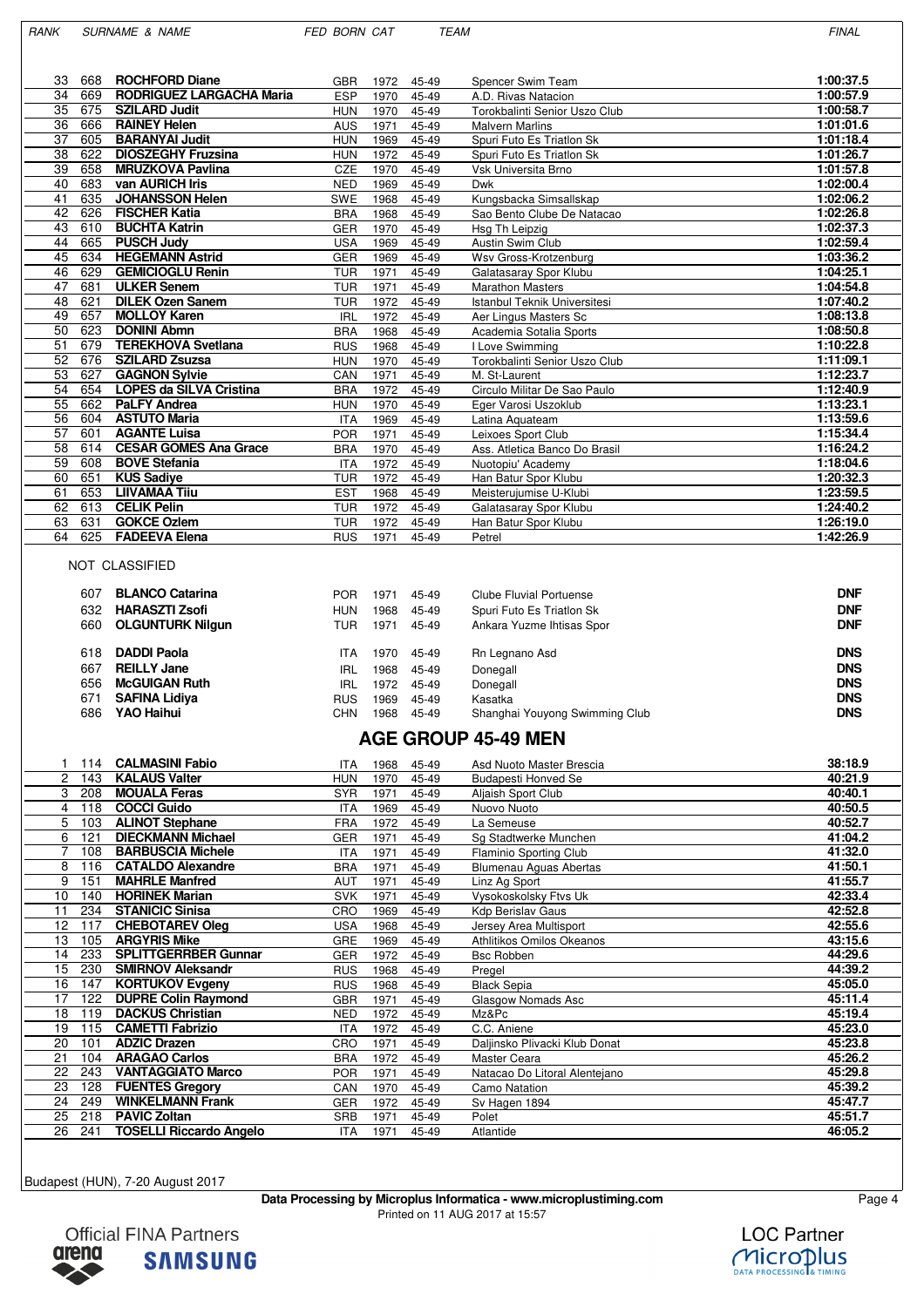| RANK | | SURNAME & NAME | FED | BORN | CAT | TEAM | FINAL |
|---|---|---|---|---|---|---|---|
| 33 | 668 | **ROCHFORD Diane** | GBR | 1972 | 45-49 | Spencer Swim Team | **1:00:37.5** |
| 34 | 669 | **RODRIGUEZ LARGACHA Maria** | ESP | 1970 | 45-49 | A.D. Rivas Natacion | **1:00:57.9** |
| 35 | 675 | **SZILARD Judit** | HUN | 1970 | 45-49 | Torokbalinti Senior Uszo Club | **1:00:58.7** |
| 36 | 666 | **RAINEY Helen** | AUS | 1971 | 45-49 | Malvern Marlins | **1:01:01.6** |
| 37 | 605 | **BARANYAI Judit** | HUN | 1969 | 45-49 | Spuri Futo Es Triatlon Sk | **1:01:18.4** |
| 38 | 622 | **DIOSZEGHY Fruzsina** | HUN | 1972 | 45-49 | Spuri Futo Es Triatlon Sk | **1:01:26.7** |
| 39 | 658 | **MRUZKOVA Pavlina** | CZE | 1970 | 45-49 | Vsk Universita Brno | **1:01:57.8** |
| 40 | 683 | **van AURICH Iris** | NED | 1969 | 45-49 | Dwk | **1:02:00.4** |
| 41 | 635 | **JOHANSSON Helen** | SWE | 1968 | 45-49 | Kungsbacka Simsallskap | **1:02:06.2** |
| 42 | 626 | **FISCHER Katia** | BRA | 1968 | 45-49 | Sao Bento Clube De Natacao | **1:02:26.8** |
| 43 | 610 | **BUCHTA Katrin** | GER | 1970 | 45-49 | Hsg Th Leipzig | **1:02:37.3** |
| 44 | 665 | **PUSCH Judy** | USA | 1969 | 45-49 | Austin Swim Club | **1:02:59.4** |
| 45 | 634 | **HEGEMANN Astrid** | GER | 1969 | 45-49 | Wsv Gross-Krotzenburg | **1:03:36.2** |
| 46 | 629 | **GEMICIOGLU Renin** | TUR | 1971 | 45-49 | Galatasaray Spor Klubu | **1:04:25.1** |
| 47 | 681 | **ULKER Senem** | TUR | 1971 | 45-49 | Marathon Masters | **1:04:54.8** |
| 48 | 621 | **DILEK Ozen Sanem** | TUR | 1972 | 45-49 | Istanbul Teknik Universitesi | **1:07:40.2** |
| 49 | 657 | **MOLLOY Karen** | IRL | 1972 | 45-49 | Aer Lingus Masters Sc | **1:08:13.8** |
| 50 | 623 | **DONINI Abmn** | BRA | 1968 | 45-49 | Academia Sotalia Sports | **1:08:50.8** |
| 51 | 679 | **TEREKHOVA Svetlana** | RUS | 1968 | 45-49 | I Love Swimming | **1:10:22.8** |
| 52 | 676 | **SZILARD Zsuzsa** | HUN | 1970 | 45-49 | Torokbalinti Senior Uszo Club | **1:11:09.1** |
| 53 | 627 | **GAGNON Sylvie** | CAN | 1971 | 45-49 | M. St-Laurent | **1:12:23.7** |
| 54 | 654 | **LOPES da SILVA Cristina** | BRA | 1972 | 45-49 | Circulo Militar De Sao Paulo | **1:12:40.9** |
| 55 | 662 | **PaLFY Andrea** | HUN | 1970 | 45-49 | Eger Varosi Uszoklub | **1:13:23.1** |
| 56 | 604 | **ASTUTO Maria** | ITA | 1969 | 45-49 | Latina Aquateam | **1:13:59.6** |
| 57 | 601 | **AGANTE Luisa** | POR | 1971 | 45-49 | Leixoes Sport Club | **1:15:34.4** |
| 58 | 614 | **CESAR GOMES Ana Grace** | BRA | 1970 | 45-49 | Ass. Atletica Banco Do Brasil | **1:16:24.2** |
| 59 | 608 | **BOVE Stefania** | ITA | 1972 | 45-49 | Nuotopiu' Academy | **1:18:04.6** |
| 60 | 651 | **KUS Sadiye** | TUR | 1972 | 45-49 | Han Batur Spor Klubu | **1:20:32.3** |
| 61 | 653 | **LIIVAMAA Tiiu** | EST | 1968 | 45-49 | Meisterujumise U-Klubi | **1:23:59.5** |
| 62 | 613 | **CELIK Pelin** | TUR | 1972 | 45-49 | Galatasaray Spor Klubu | **1:24:40.2** |
| 63 | 631 | **GOKCE Ozlem** | TUR | 1972 | 45-49 | Han Batur Spor Klubu | **1:26:19.0** |
| 64 | 625 | **FADEEVA Elena** | RUS | 1971 | 45-49 | Petrel | **1:42:26.9** |

NOT CLASSIFIED

| | | SURNAME & NAME | FED | BORN | CAT | TEAM | FINAL |
|---|---|---|---|---|---|---|---|
| | 607 | **BLANCO Catarina** | POR | 1971 | 45-49 | Clube Fluvial Portuense | **DNF** |
| | 632 | **HARASZTI Zsofi** | HUN | 1968 | 45-49 | Spuri Futo Es Triatlon Sk | **DNF** |
| | 660 | **OLGUNTURK Nilgun** | TUR | 1971 | 45-49 | Ankara Yuzme Ihtisas Spor | **DNF** |
| | 618 | **DADDI Paola** | ITA | 1970 | 45-49 | Rn Legnano Asd | **DNS** |
| | 667 | **REILLY Jane** | IRL | 1968 | 45-49 | Donegall | **DNS** |
| | 656 | **McGUIGAN Ruth** | IRL | 1972 | 45-49 | Donegall | **DNS** |
| | 671 | **SAFINA Lidiya** | RUS | 1969 | 45-49 | Kasatka | **DNS** |
| | 686 | **YAO Haihui** | CHN | 1968 | 45-49 | Shanghai Youyong Swimming Club | **DNS** |

## AGE GROUP 45-49 MEN

| RANK | | SURNAME & NAME | FED | BORN | CAT | TEAM | FINAL |
|---|---|---|---|---|---|---|---|
| 1 | 114 | **CALMASINI Fabio** | ITA | 1968 | 45-49 | Asd Nuoto Master Brescia | **38:18.9** |
| 2 | 143 | **KALAUS Valter** | HUN | 1970 | 45-49 | Budapesti Honved Se | **40:21.9** |
| 3 | 208 | **MOUALA Feras** | SYR | 1971 | 45-49 | Aljaish Sport Club | **40:40.1** |
| 4 | 118 | **COCCI Guido** | ITA | 1969 | 45-49 | Nuovo Nuoto | **40:50.5** |
| 5 | 103 | **ALINOT Stephane** | FRA | 1972 | 45-49 | La Semeuse | **40:52.7** |
| 6 | 121 | **DIECKMANN Michael** | GER | 1971 | 45-49 | Sg Stadtwerke Munchen | **41:04.2** |
| 7 | 108 | **BARBUSCIA Michele** | ITA | 1971 | 45-49 | Flaminio Sporting Club | **41:32.0** |
| 8 | 116 | **CATALDO Alexandre** | BRA | 1971 | 45-49 | Blumenau Aguas Abertas | **41:50.1** |
| 9 | 151 | **MAHRLE Manfred** | AUT | 1971 | 45-49 | Linz Ag Sport | **41:55.7** |
| 10 | 140 | **HORINEK Marian** | SVK | 1971 | 45-49 | Vysokoskolsky Ftvs Uk | **42:33.4** |
| 11 | 234 | **STANICIC Sinisa** | CRO | 1969 | 45-49 | Kdp Berislav Gaus | **42:52.8** |
| 12 | 117 | **CHEBOTAREV Oleg** | USA | 1968 | 45-49 | Jersey Area Multisport | **42:55.6** |
| 13 | 105 | **ARGYRIS Mike** | GRE | 1969 | 45-49 | Athlitikos Omilos Okeanos | **43:15.6** |
| 14 | 233 | **SPLITTGERRBER Gunnar** | GER | 1972 | 45-49 | Bsc Robben | **44:29.6** |
| 15 | 230 | **SMIRNOV Aleksandr** | RUS | 1968 | 45-49 | Pregel | **44:39.2** |
| 16 | 147 | **KORTUKOV Evgeny** | RUS | 1968 | 45-49 | Black Sepia | **45:05.0** |
| 17 | 122 | **DUPRE Colin Raymond** | GBR | 1971 | 45-49 | Glasgow Nomads Asc | **45:11.4** |
| 18 | 119 | **DACKUS Christian** | NED | 1972 | 45-49 | Mz&Pc | **45:19.4** |
| 19 | 115 | **CAMETTI Fabrizio** | ITA | 1972 | 45-49 | C.C. Aniene | **45:23.0** |
| 20 | 101 | **ADZIC Drazen** | CRO | 1971 | 45-49 | Daljinsko Plivacki Klub Donat | **45:23.8** |
| 21 | 104 | **ARAGAO Carlos** | BRA | 1972 | 45-49 | Master Ceara | **45:26.2** |
| 22 | 243 | **VANTAGGIATO Marco** | POR | 1971 | 45-49 | Natacao Do Litoral Alentejano | **45:29.8** |
| 23 | 128 | **FUENTES Gregory** | CAN | 1970 | 45-49 | Camo Natation | **45:39.2** |
| 24 | 249 | **WINKELMANN Frank** | GER | 1972 | 45-49 | Sv Hagen 1894 | **45:47.7** |
| 25 | 218 | **PAVIC Zoltan** | SRB | 1971 | 45-49 | Polet | **45:51.7** |
| 26 | 241 | **TOSELLI Riccardo Angelo** | ITA | 1971 | 45-49 | Atlantide | **46:05.2** |

Budapest (HUN), 7-20 August 2017

**Data Processing by Microplus Informatica - www.microplustiming.com**
Printed on 11 AUG 2017 at 15:57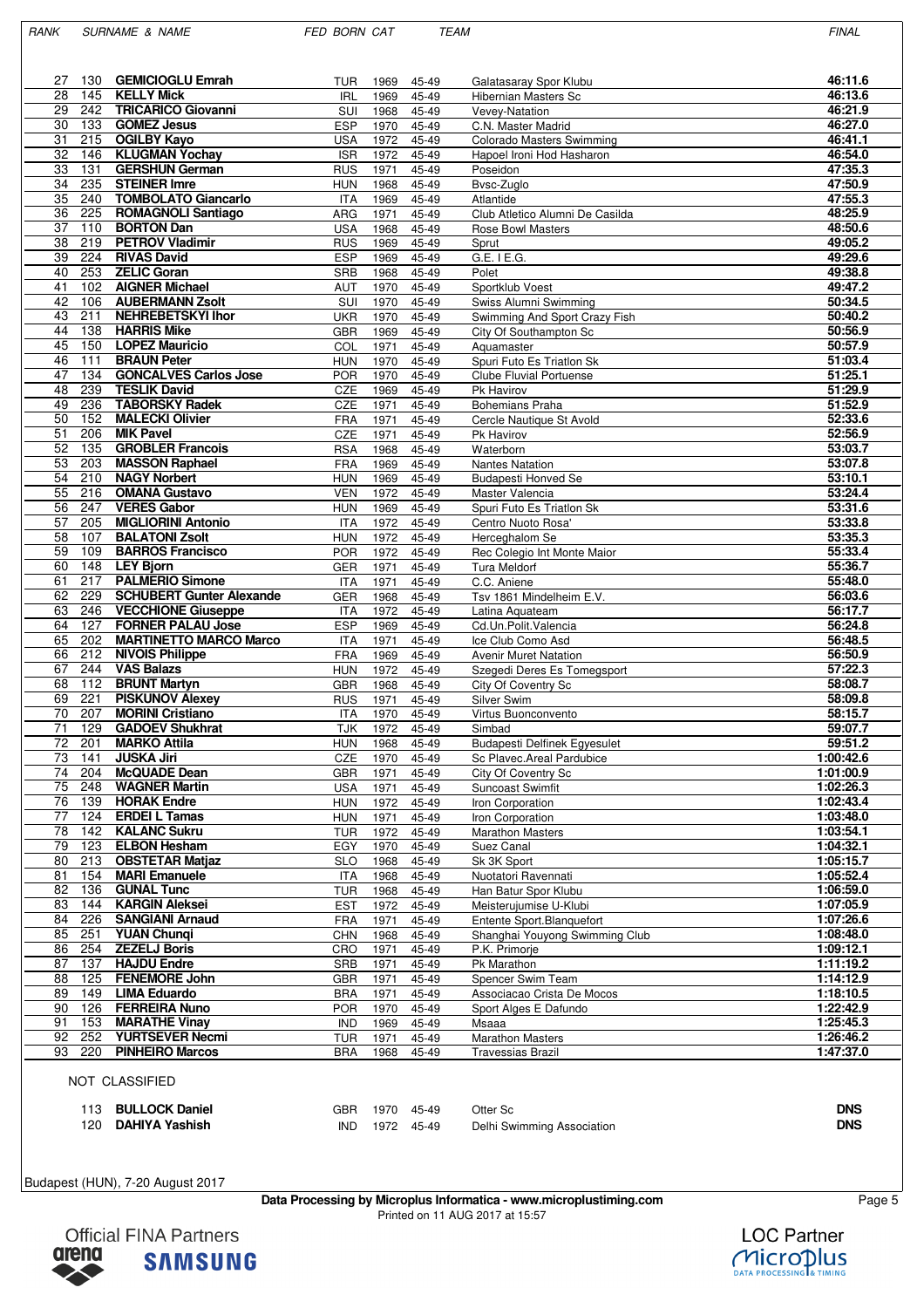| RANK | | SURNAME & NAME | FED | BORN | CAT | TEAM | FINAL |
|---|---|---|---|---|---|---|---|
| 27 | 130 | **GEMICIOGLU Emrah** | TUR | 1969 | 45-49 | Galatasaray Spor Klubu | **46:11.6** |
| 28 | 145 | **KELLY Mick** | IRL | 1969 | 45-49 | Hibernian Masters Sc | **46:13.6** |
| 29 | 242 | **TRICARICO Giovanni** | SUI | 1968 | 45-49 | Vevey-Natation | **46:21.9** |
| 30 | 133 | **GOMEZ Jesus** | ESP | 1970 | 45-49 | C.N. Master Madrid | **46:27.0** |
| 31 | 215 | **OGILBY Kayo** | USA | 1972 | 45-49 | Colorado Masters Swimming | **46:41.1** |
| 32 | 146 | **KLUGMAN Yochay** | ISR | 1972 | 45-49 | Hapoel Ironi Hod Hasharon | **46:54.0** |
| 33 | 131 | **GERSHUN German** | RUS | 1971 | 45-49 | Poseidon | **47:35.3** |
| 34 | 235 | **STEINER Imre** | HUN | 1968 | 45-49 | Bvsc-Zuglo | **47:50.9** |
| 35 | 240 | **TOMBOLATO Giancarlo** | ITA | 1969 | 45-49 | Atlantide | **47:55.3** |
| 36 | 225 | **ROMAGNOLI Santiago** | ARG | 1971 | 45-49 | Club Atletico Alumni De Casilda | **48:25.9** |
| 37 | 110 | **BORTON Dan** | USA | 1968 | 45-49 | Rose Bowl Masters | **48:50.6** |
| 38 | 219 | **PETROV Vladimir** | RUS | 1969 | 45-49 | Sprut | **49:05.2** |
| 39 | 224 | **RIVAS David** | ESP | 1969 | 45-49 | G.E. I E.G. | **49:29.6** |
| 40 | 253 | **ZELIC Goran** | SRB | 1968 | 45-49 | Polet | **49:38.8** |
| 41 | 102 | **AIGNER Michael** | AUT | 1970 | 45-49 | Sportklub Voest | **49:47.2** |
| 42 | 106 | **AUBERMANN Zsolt** | SUI | 1970 | 45-49 | Swiss Alumni Swimming | **50:34.5** |
| 43 | 211 | **NEHREBETSKYI Ihor** | UKR | 1970 | 45-49 | Swimming And Sport Crazy Fish | **50:40.2** |
| 44 | 138 | **HARRIS Mike** | GBR | 1969 | 45-49 | City Of Southampton Sc | **50:56.9** |
| 45 | 150 | **LOPEZ Mauricio** | COL | 1971 | 45-49 | Aquamaster | **50:57.9** |
| 46 | 111 | **BRAUN Peter** | HUN | 1970 | 45-49 | Spuri Futo Es Triatlon Sk | **51:03.4** |
| 47 | 134 | **GONCALVES Carlos Jose** | POR | 1970 | 45-49 | Clube Fluvial Portuense | **51:25.1** |
| 48 | 239 | **TESLIK David** | CZE | 1969 | 45-49 | Pk Havirov | **51:29.9** |
| 49 | 236 | **TABORSKY Radek** | CZE | 1971 | 45-49 | Bohemians Praha | **51:52.9** |
| 50 | 152 | **MALECKI Olivier** | FRA | 1971 | 45-49 | Cercle Nautique St Avold | **52:33.6** |
| 51 | 206 | **MIK Pavel** | CZE | 1971 | 45-49 | Pk Havirov | **52:56.9** |
| 52 | 135 | **GROBLER Francois** | RSA | 1968 | 45-49 | Waterborn | **53:03.7** |
| 53 | 203 | **MASSON Raphael** | FRA | 1969 | 45-49 | Nantes Natation | **53:07.8** |
| 54 | 210 | **NAGY Norbert** | HUN | 1969 | 45-49 | Budapesti Honved Se | **53:10.1** |
| 55 | 216 | **OMANA Gustavo** | VEN | 1972 | 45-49 | Master Valencia | **53:24.4** |
| 56 | 247 | **VERES Gabor** | HUN | 1969 | 45-49 | Spuri Futo Es Triatlon Sk | **53:31.6** |
| 57 | 205 | **MIGLIORINI Antonio** | ITA | 1972 | 45-49 | Centro Nuoto Rosa' | **53:33.8** |
| 58 | 107 | **BALATONI Zsolt** | HUN | 1972 | 45-49 | Herceghalom Se | **53:35.3** |
| 59 | 109 | **BARROS Francisco** | POR | 1972 | 45-49 | Rec Colegio Int Monte Maior | **55:33.4** |
| 60 | 148 | **LEY Bjorn** | GER | 1971 | 45-49 | Tura Meldorf | **55:36.7** |
| 61 | 217 | **PALMERIO Simone** | ITA | 1971 | 45-49 | C.C. Aniene | **55:48.0** |
| 62 | 229 | **SCHUBERT Gunter Alexande** | GER | 1968 | 45-49 | Tsv 1861 Mindelheim E.V. | **56:03.6** |
| 63 | 246 | **VECCHIONE Giuseppe** | ITA | 1972 | 45-49 | Latina Aquateam | **56:17.7** |
| 64 | 127 | **FORNER PALAU Jose** | ESP | 1969 | 45-49 | Cd.Un.Polit.Valencia | **56:24.8** |
| 65 | 202 | **MARTINETTO MARCO Marco** | ITA | 1971 | 45-49 | Ice Club Como Asd | **56:48.5** |
| 66 | 212 | **NIVOIS Philippe** | FRA | 1969 | 45-49 | Avenir Muret Natation | **56:50.9** |
| 67 | 244 | **VAS Balazs** | HUN | 1972 | 45-49 | Szegedi Deres Es Tomegsport | **57:22.3** |
| 68 | 112 | **BRUNT Martyn** | GBR | 1968 | 45-49 | City Of Coventry Sc | **58:08.7** |
| 69 | 221 | **PISKUNOV Alexey** | RUS | 1971 | 45-49 | Silver Swim | **58:09.8** |
| 70 | 207 | **MORINI Cristiano** | ITA | 1970 | 45-49 | Virtus Buonconvento | **58:15.7** |
| 71 | 129 | **GADOEV Shukhrat** | TJK | 1972 | 45-49 | Simbad | **59:07.7** |
| 72 | 201 | **MARKO Attila** | HUN | 1968 | 45-49 | Budapesti Delfinek Egyesulet | **59:51.2** |
| 73 | 141 | **JUSKA Jiri** | CZE | 1970 | 45-49 | Sc Plavec.Areal Pardubice | **1:00:42.6** |
| 74 | 204 | **McQUADE Dean** | GBR | 1971 | 45-49 | City Of Coventry Sc | **1:01:00.9** |
| 75 | 248 | **WAGNER Martin** | USA | 1971 | 45-49 | Suncoast Swimfit | **1:02:26.3** |
| 76 | 139 | **HORAK Endre** | HUN | 1972 | 45-49 | Iron Corporation | **1:02:43.4** |
| 77 | 124 | **ERDEI L Tamas** | HUN | 1971 | 45-49 | Iron Corporation | **1:03:48.0** |
| 78 | 142 | **KALANC Sukru** | TUR | 1972 | 45-49 | Marathon Masters | **1:03:54.1** |
| 79 | 123 | **ELBON Hesham** | EGY | 1970 | 45-49 | Suez Canal | **1:04:32.1** |
| 80 | 213 | **OBSTETAR Matjaz** | SLO | 1968 | 45-49 | Sk 3K Sport | **1:05:15.7** |
| 81 | 154 | **MARI Emanuele** | ITA | 1968 | 45-49 | Nuotatori Ravennati | **1:05:52.4** |
| 82 | 136 | **GUNAL Tunc** | TUR | 1968 | 45-49 | Han Batur Spor Klubu | **1:06:59.0** |
| 83 | 144 | **KARGIN Aleksei** | EST | 1972 | 45-49 | Meisterujumise U-Klubi | **1:07:05.9** |
| 84 | 226 | **SANGIANI Arnaud** | FRA | 1971 | 45-49 | Entente Sport.Blanquefort | **1:07:26.6** |
| 85 | 251 | **YUAN Chunqi** | CHN | 1968 | 45-49 | Shanghai Youyong Swimming Club | **1:08:48.0** |
| 86 | 254 | **ZEZELJ Boris** | CRO | 1971 | 45-49 | P.K. Primorje | **1:09:12.1** |
| 87 | 137 | **HAJDU Endre** | SRB | 1971 | 45-49 | Pk Marathon | **1:11:19.2** |
| 88 | 125 | **FENEMORE John** | GBR | 1971 | 45-49 | Spencer Swim Team | **1:14:12.9** |
| 89 | 149 | **LIMA Eduardo** | BRA | 1971 | 45-49 | Associacao Crista De Mocos | **1:18:10.5** |
| 90 | 126 | **FERREIRA Nuno** | POR | 1970 | 45-49 | Sport Alges E Dafundo | **1:22:42.9** |
| 91 | 153 | **MARATHE Vinay** | IND | 1969 | 45-49 | Msaaa | **1:25:45.3** |
| 92 | 252 | **YURTSEVER Necmi** | TUR | 1971 | 45-49 | Marathon Masters | **1:26:46.2** |
| 93 | 220 | **PINHEIRO Marcos** | BRA | 1968 | 45-49 | Travessias Brazil | **1:47:37.0** |

NOT CLASSIFIED

| | | | | | | |
|---|---|---|---|---|---|---|
| 113 | **BULLOCK Daniel** | GBR | 1970 | 45-49 | Otter Sc | **DNS** |
| 120 | **DAHIYA Yashish** | IND | 1972 | 45-49 | Delhi Swimming Association | **DNS** |

Budapest (HUN), 7-20 August 2017

**Data Processing by Microplus Informatica - www.microplustiming.com**
Printed on 11 AUG 2017 at 15:57

Official FINA Partners arena SAMSUNG

LOC Partner Microplus DATA PROCESSING & TIMING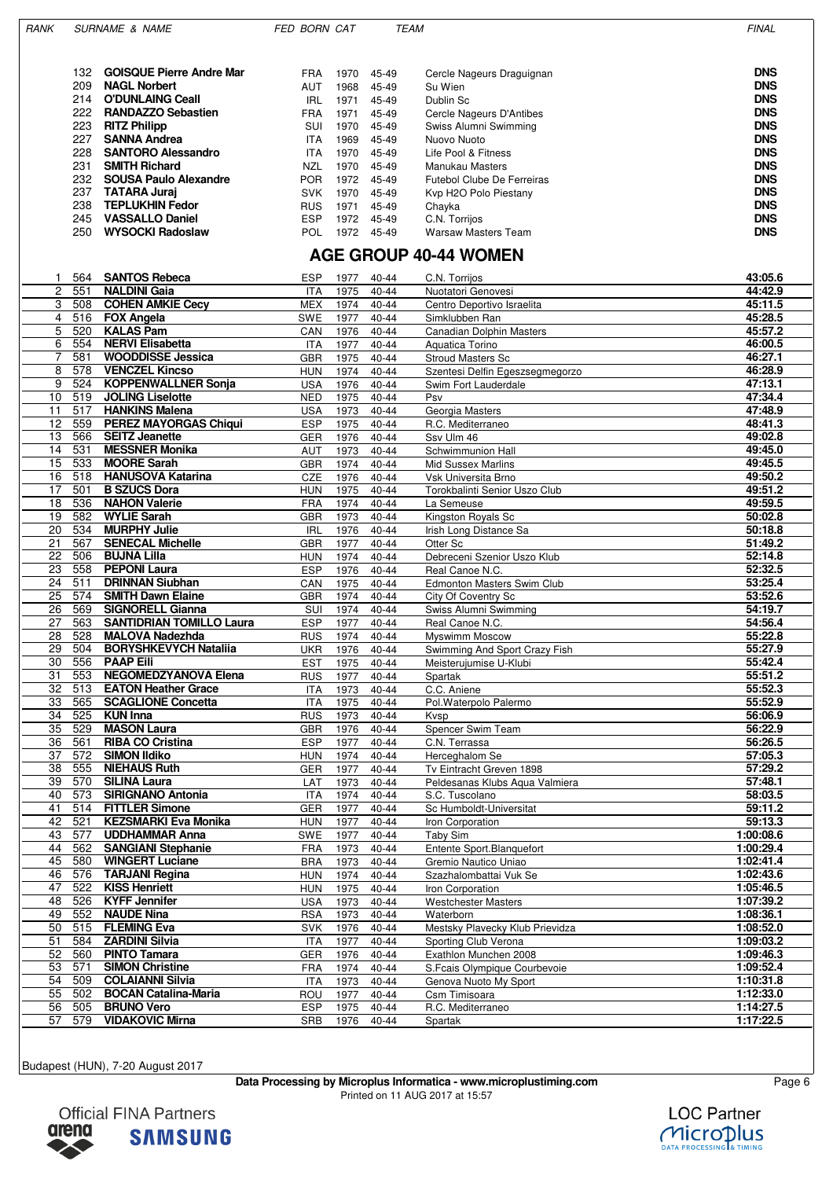| RANK | | SURNAME & NAME | FED | BORN | CAT | TEAM | FINAL |
|---|---|---|---|---|---|---|---|
| | 132 | **GOISQUE Pierre Andre Mar** | FRA | 1970 | 45-49 | Cercle Nageurs Draguignan | **DNS** |
| | 209 | **NAGL Norbert** | AUT | 1968 | 45-49 | Su Wien | **DNS** |
| | 214 | **O'DUNLAING Ceall** | IRL | 1971 | 45-49 | Dublin Sc | **DNS** |
| | 222 | **RANDAZZO Sebastien** | FRA | 1971 | 45-49 | Cercle Nageurs D'Antibes | **DNS** |
| | 223 | **RITZ Philipp** | SUI | 1970 | 45-49 | Swiss Alumni Swimming | **DNS** |
| | 227 | **SANNA Andrea** | ITA | 1969 | 45-49 | Nuovo Nuoto | **DNS** |
| | 228 | **SANTORO Alessandro** | ITA | 1970 | 45-49 | Life Pool & Fitness | **DNS** |
| | 231 | **SMITH Richard** | NZL | 1970 | 45-49 | Manukau Masters | **DNS** |
| | 232 | **SOUSA Paulo Alexandre** | POR | 1972 | 45-49 | Futebol Clube De Ferreiras | **DNS** |
| | 237 | **TATARA Juraj** | SVK | 1970 | 45-49 | Kvp H2O Polo Piestany | **DNS** |
| | 238 | **TEPLUKHIN Fedor** | RUS | 1971 | 45-49 | Chayka | **DNS** |
| | 245 | **VASSALLO Daniel** | ESP | 1972 | 45-49 | C.N. Torrijos | **DNS** |
| | 250 | **WYSOCKI Radoslaw** | POL | 1972 | 45-49 | Warsaw Masters Team | **DNS** |

## AGE GROUP 40-44 WOMEN

| RANK | | SURNAME & NAME | FED | BORN | CAT | TEAM | FINAL |
|---|---|---|---|---|---|---|---|
| 1 | 564 | **SANTOS Rebeca** | ESP | 1977 | 40-44 | C.N. Torrijos | **43:05.6** |
| 2 | 551 | **NALDINI Gaia** | ITA | 1975 | 40-44 | Nuotatori Genovesi | **44:42.9** |
| 3 | 508 | **COHEN AMKIE Cecy** | MEX | 1974 | 40-44 | Centro Deportivo Israelita | **45:11.5** |
| 4 | 516 | **FOX Angela** | SWE | 1977 | 40-44 | Simklubben Ran | **45:28.5** |
| 5 | 520 | **KALAS Pam** | CAN | 1976 | 40-44 | Canadian Dolphin Masters | **45:57.2** |
| 6 | 554 | **NERVI Elisabetta** | ITA | 1977 | 40-44 | Aquatica Torino | **46:00.5** |
| 7 | 581 | **WOODDISSE Jessica** | GBR | 1975 | 40-44 | Stroud Masters Sc | **46:27.1** |
| 8 | 578 | **VENCZEL Kincso** | HUN | 1974 | 40-44 | Szentesi Delfin Egeszsegmegorzo | **46:28.9** |
| 9 | 524 | **KOPPENWALLNER Sonja** | USA | 1976 | 40-44 | Swim Fort Lauderdale | **47:13.1** |
| 10 | 519 | **JOLING Liselotte** | NED | 1975 | 40-44 | Psv | **47:34.4** |
| 11 | 517 | **HANKINS Malena** | USA | 1973 | 40-44 | Georgia Masters | **47:48.9** |
| 12 | 559 | **PEREZ MAYORGAS Chiqui** | ESP | 1975 | 40-44 | R.C. Mediterraneo | **48:41.3** |
| 13 | 566 | **SEITZ Jeanette** | GER | 1976 | 40-44 | Ssv Ulm 46 | **49:02.8** |
| 14 | 531 | **MESSNER Monika** | AUT | 1973 | 40-44 | Schwimmunion Hall | **49:45.0** |
| 15 | 533 | **MOORE Sarah** | GBR | 1974 | 40-44 | Mid Sussex Marlins | **49:45.5** |
| 16 | 518 | **HANUSOVA Katarina** | CZE | 1976 | 40-44 | Vsk Universita Brno | **49:50.2** |
| 17 | 501 | **B SZUCS Dora** | HUN | 1975 | 40-44 | Torokbalinti Senior Uszo Club | **49:51.2** |
| 18 | 536 | **NAHON Valerie** | FRA | 1974 | 40-44 | La Semeuse | **49:59.5** |
| 19 | 582 | **WYLIE Sarah** | GBR | 1973 | 40-44 | Kingston Royals Sc | **50:02.8** |
| 20 | 534 | **MURPHY Julie** | IRL | 1976 | 40-44 | Irish Long Distance Sa | **50:18.8** |
| 21 | 567 | **SENECAL Michelle** | GBR | 1977 | 40-44 | Otter Sc | **51:49.2** |
| 22 | 506 | **BUJNA Lilla** | HUN | 1974 | 40-44 | Debreceni Szenior Uszo Klub | **52:14.8** |
| 23 | 558 | **PEPONI Laura** | ESP | 1976 | 40-44 | Real Canoe N.C. | **52:32.5** |
| 24 | 511 | **DRINNAN Siubhan** | CAN | 1975 | 40-44 | Edmonton Masters Swim Club | **53:25.4** |
| 25 | 574 | **SMITH Dawn Elaine** | GBR | 1974 | 40-44 | City Of Coventry Sc | **53:52.6** |
| 26 | 569 | **SIGNORELL Gianna** | SUI | 1974 | 40-44 | Swiss Alumni Swimming | **54:19.7** |
| 27 | 563 | **SANTIDRIAN TOMILLO Laura** | ESP | 1977 | 40-44 | Real Canoe N.C. | **54:56.4** |
| 28 | 528 | **MALOVA Nadezhda** | RUS | 1974 | 40-44 | Myswimm Moscow | **55:22.8** |
| 29 | 504 | **BORYSHKEVYCH Nataliia** | UKR | 1976 | 40-44 | Swimming And Sport Crazy Fish | **55:27.9** |
| 30 | 556 | **PAAP Eili** | EST | 1975 | 40-44 | Meisterujumise U-Klubi | **55:42.4** |
| 31 | 553 | **NEGOMEDZYANOVA Elena** | RUS | 1977 | 40-44 | Spartak | **55:51.2** |
| 32 | 513 | **EATON Heather Grace** | ITA | 1973 | 40-44 | C.C. Aniene | **55:52.3** |
| 33 | 565 | **SCAGLIONE Concetta** | ITA | 1975 | 40-44 | Pol.Waterpolo Palermo | **55:52.9** |
| 34 | 525 | **KUN Inna** | RUS | 1973 | 40-44 | Kvsp | **56:06.9** |
| 35 | 529 | **MASON Laura** | GBR | 1976 | 40-44 | Spencer Swim Team | **56:22.9** |
| 36 | 561 | **RIBA CO Cristina** | ESP | 1977 | 40-44 | C.N. Terrassa | **56:26.5** |
| 37 | 572 | **SIMON Ildiko** | HUN | 1974 | 40-44 | Herceghalom Se | **57:05.3** |
| 38 | 555 | **NIEHAUS Ruth** | GER | 1977 | 40-44 | Tv Eintracht Greven 1898 | **57:29.2** |
| 39 | 570 | **SILINA Laura** | LAT | 1973 | 40-44 | Peldesanas Klubs Aqua Valmiera | **57:48.1** |
| 40 | 573 | **SIRIGNANO Antonia** | ITA | 1974 | 40-44 | S.C. Tuscolano | **58:03.5** |
| 41 | 514 | **FITTLER Simone** | GER | 1977 | 40-44 | Sc Humboldt-Universitat | **59:11.2** |
| 42 | 521 | **KEZSMARKI Eva Monika** | HUN | 1977 | 40-44 | Iron Corporation | **59:13.3** |
| 43 | 577 | **UDDHAMMAR Anna** | SWE | 1977 | 40-44 | Taby Sim | **1:00:08.6** |
| 44 | 562 | **SANGIANI Stephanie** | FRA | 1973 | 40-44 | Entente Sport.Blanquefort | **1:00:29.4** |
| 45 | 580 | **WINGERT Luciane** | BRA | 1973 | 40-44 | Gremio Nautico Uniao | **1:02:41.4** |
| 46 | 576 | **TARJANI Regina** | HUN | 1974 | 40-44 | Szazhalombattai Vuk Se | **1:02:43.6** |
| 47 | 522 | **KISS Henriett** | HUN | 1975 | 40-44 | Iron Corporation | **1:05:46.5** |
| 48 | 526 | **KYFF Jennifer** | USA | 1973 | 40-44 | Westchester Masters | **1:07:39.2** |
| 49 | 552 | **NAUDE Nina** | RSA | 1973 | 40-44 | Waterborn | **1:08:36.1** |
| 50 | 515 | **FLEMING Eva** | SVK | 1976 | 40-44 | Mestsky Plavecky Klub Prievidza | **1:08:52.0** |
| 51 | 584 | **ZARDINI Silvia** | ITA | 1977 | 40-44 | Sporting Club Verona | **1:09:03.2** |
| 52 | 560 | **PINTO Tamara** | GER | 1976 | 40-44 | Exathlon Munchen 2008 | **1:09:46.3** |
| 53 | 571 | **SIMON Christine** | FRA | 1974 | 40-44 | S.Fcais Olympique Courbevoie | **1:09:52.4** |
| 54 | 509 | **COLAIANNI Silvia** | ITA | 1973 | 40-44 | Genova Nuoto My Sport | **1:10:31.8** |
| 55 | 502 | **BOCAN Catalina-Maria** | ROU | 1977 | 40-44 | Csm Timisoara | **1:12:33.0** |
| 56 | 505 | **BRUNO Vero** | ESP | 1975 | 40-44 | R.C. Mediterraneo | **1:14:27.5** |
| 57 | 579 | **VIDAKOVIC Mirna** | SRB | 1976 | 40-44 | Spartak | **1:17:22.5** |

Budapest (HUN), 7-20 August 2017

**Data Processing by Microplus Informatica - www.microplustiming.com**
Printed on 11 AUG 2017 at 15:57

Official FINA Partners
arena SAMSUNG

LOC Partner
Microplus DATA PROCESSING & TIMING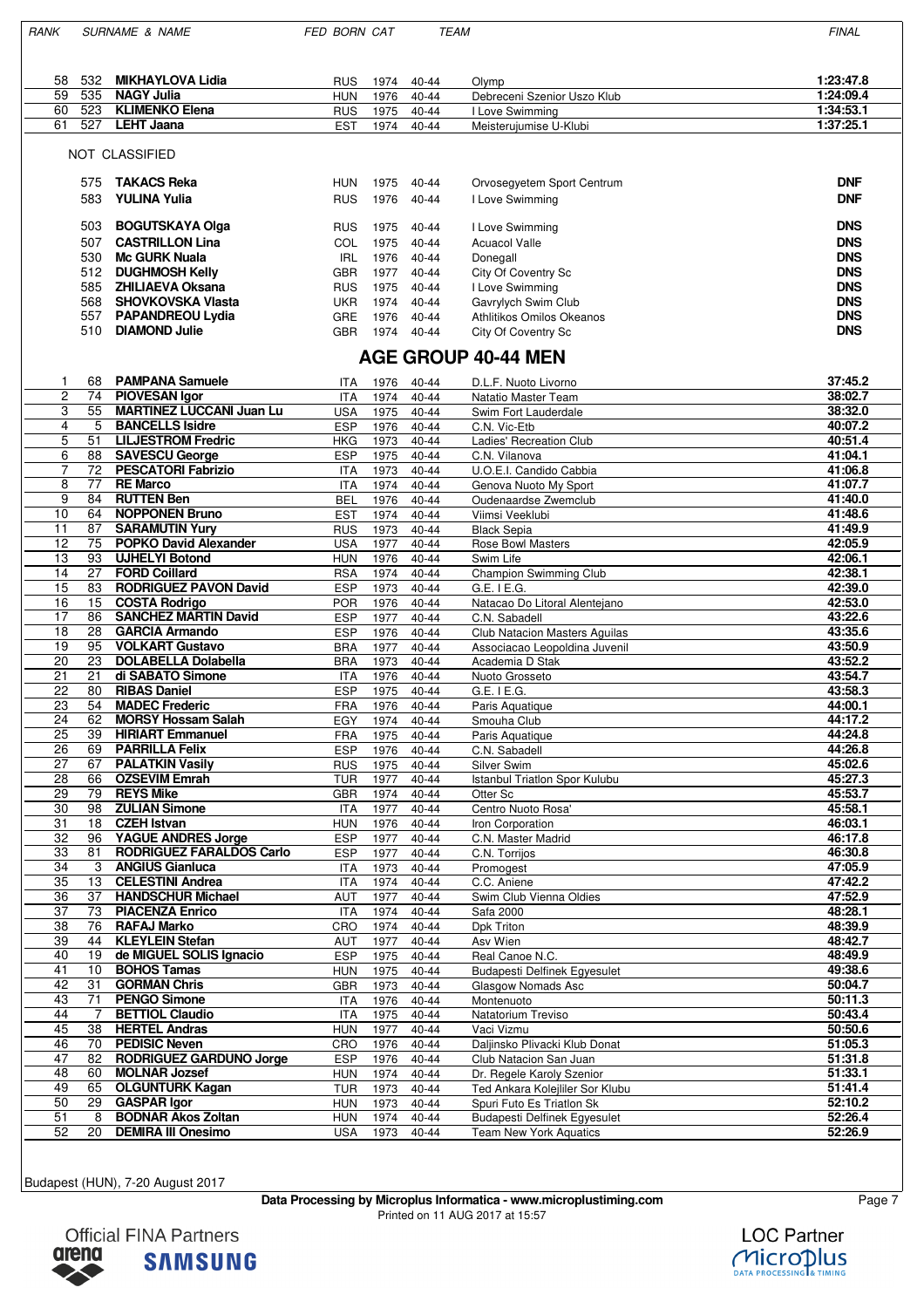| RANK | | SURNAME & NAME | FED | BORN | CAT | TEAM | FINAL |
|---|---|---|---|---|---|---|---|
| 58 | 532 | **MIKHAYLOVA Lidia** | RUS | 1974 | 40-44 | Olymp | **1:23:47.8** |
| 59 | 535 | **NAGY Julia** | HUN | 1976 | 40-44 | Debreceni Szenior Uszo Klub | **1:24:09.4** |
| 60 | 523 | **KLIMENKO Elena** | RUS | 1975 | 40-44 | I Love Swimming | **1:34:53.1** |
| 61 | 527 | **LEHT Jaana** | EST | 1974 | 40-44 | Meisterujumise U-Klubi | **1:37:25.1** |

NOT CLASSIFIED

| | | | | | | | |
|---|---|---|---|---|---|---|---|
| | 575 | **TAKACS Reka** | HUN | 1975 | 40-44 | Orvosegyetem Sport Centrum | **DNF** |
| | 583 | **YULINA Yulia** | RUS | 1976 | 40-44 | I Love Swimming | **DNF** |
| | 503 | **BOGUTSKAYA Olga** | RUS | 1975 | 40-44 | I Love Swimming | **DNS** |
| | 507 | **CASTRILLON Lina** | COL | 1975 | 40-44 | Acuacol Valle | **DNS** |
| | 530 | **Mc GURK Nuala** | IRL | 1976 | 40-44 | Donegall | **DNS** |
| | 512 | **DUGHMOSH Kelly** | GBR | 1977 | 40-44 | City Of Coventry Sc | **DNS** |
| | 585 | **ZHILIAEVA Oksana** | RUS | 1975 | 40-44 | I Love Swimming | **DNS** |
| | 568 | **SHOVKOVSKA Vlasta** | UKR | 1974 | 40-44 | Gavrylych Swim Club | **DNS** |
| | 557 | **PAPANDREOU Lydia** | GRE | 1976 | 40-44 | Athlitikos Omilos Okeanos | **DNS** |
| | 510 | **DIAMOND Julie** | GBR | 1974 | 40-44 | City Of Coventry Sc | **DNS** |

## AGE GROUP 40-44 MEN

| RANK | | SURNAME & NAME | FED | BORN | CAT | TEAM | FINAL |
|---|---|---|---|---|---|---|---|
| 1 | 68 | **PAMPANA Samuele** | ITA | 1976 | 40-44 | D.L.F. Nuoto Livorno | **37:45.2** |
| 2 | 74 | **PIOVESAN Igor** | ITA | 1974 | 40-44 | Natatio Master Team | **38:02.7** |
| 3 | 55 | **MARTINEZ LUCCANI Juan Lu** | USA | 1975 | 40-44 | Swim Fort Lauderdale | **38:32.0** |
| 4 | 5 | **BANCELLS Isidre** | ESP | 1976 | 40-44 | C.N. Vic-Etb | **40:07.2** |
| 5 | 51 | **LILJESTROM Fredric** | HKG | 1973 | 40-44 | Ladies' Recreation Club | **40:51.4** |
| 6 | 88 | **SAVESCU George** | ESP | 1975 | 40-44 | C.N. Vilanova | **41:04.1** |
| 7 | 72 | **PESCATORI Fabrizio** | ITA | 1973 | 40-44 | U.O.E.I. Candido Cabbia | **41:06.8** |
| 8 | 77 | **RE Marco** | ITA | 1974 | 40-44 | Genova Nuoto My Sport | **41:07.7** |
| 9 | 84 | **RUTTEN Ben** | BEL | 1976 | 40-44 | Oudenaardse Zwemclub | **41:40.0** |
| 10 | 64 | **NOPPONEN Bruno** | EST | 1974 | 40-44 | Viimsi Veeklubi | **41:48.6** |
| 11 | 87 | **SARAMUTIN Yury** | RUS | 1973 | 40-44 | Black Sepia | **41:49.9** |
| 12 | 75 | **POPKO David Alexander** | USA | 1977 | 40-44 | Rose Bowl Masters | **42:05.9** |
| 13 | 93 | **UJHELYI Botond** | HUN | 1976 | 40-44 | Swim Life | **42:06.1** |
| 14 | 27 | **FORD Coillard** | RSA | 1974 | 40-44 | Champion Swimming Club | **42:38.1** |
| 15 | 83 | **RODRIGUEZ PAVON David** | ESP | 1973 | 40-44 | G.E. I E.G. | **42:39.0** |
| 16 | 15 | **COSTA Rodrigo** | POR | 1976 | 40-44 | Natacao Do Litoral Alentejano | **42:53.0** |
| 17 | 86 | **SANCHEZ MARTIN David** | ESP | 1977 | 40-44 | C.N. Sabadell | **43:22.6** |
| 18 | 28 | **GARCIA Armando** | ESP | 1976 | 40-44 | Club Natacion Masters Aguilas | **43:35.6** |
| 19 | 95 | **VOLKART Gustavo** | BRA | 1977 | 40-44 | Associacao Leopoldina Juvenil | **43:50.9** |
| 20 | 23 | **DOLABELLA Dolabella** | BRA | 1973 | 40-44 | Academia D Stak | **43:52.2** |
| 21 | 21 | **di SABATO Simone** | ITA | 1976 | 40-44 | Nuoto Grosseto | **43:54.7** |
| 22 | 80 | **RIBAS Daniel** | ESP | 1975 | 40-44 | G.E. I E.G. | **43:58.3** |
| 23 | 54 | **MADEC Frederic** | FRA | 1976 | 40-44 | Paris Aquatique | **44:00.1** |
| 24 | 62 | **MORSY Hossam Salah** | EGY | 1974 | 40-44 | Smouha Club | **44:17.2** |
| 25 | 39 | **HIRIART Emmanuel** | FRA | 1975 | 40-44 | Paris Aquatique | **44:24.8** |
| 26 | 69 | **PARRILLA Felix** | ESP | 1976 | 40-44 | C.N. Sabadell | **44:26.8** |
| 27 | 67 | **PALATKIN Vasily** | RUS | 1975 | 40-44 | Silver Swim | **45:02.6** |
| 28 | 66 | **OZSEVIM Emrah** | TUR | 1977 | 40-44 | Istanbul Triatlon Spor Kulubu | **45:27.3** |
| 29 | 79 | **REYS Mike** | GBR | 1974 | 40-44 | Otter Sc | **45:53.7** |
| 30 | 98 | **ZULIAN Simone** | ITA | 1977 | 40-44 | Centro Nuoto Rosa' | **45:58.1** |
| 31 | 18 | **CZEH Istvan** | HUN | 1976 | 40-44 | Iron Corporation | **46:03.1** |
| 32 | 96 | **YAGUE ANDRES Jorge** | ESP | 1977 | 40-44 | C.N. Master Madrid | **46:17.8** |
| 33 | 81 | **RODRIGUEZ FARALDOS Carlo** | ESP | 1977 | 40-44 | C.N. Torrijos | **46:30.8** |
| 34 | 3 | **ANGIUS Gianluca** | ITA | 1973 | 40-44 | Promogest | **47:05.9** |
| 35 | 13 | **CELESTINI Andrea** | ITA | 1974 | 40-44 | C.C. Aniene | **47:42.2** |
| 36 | 37 | **HANDSCHUR Michael** | AUT | 1977 | 40-44 | Swim Club Vienna Oldies | **47:52.9** |
| 37 | 73 | **PIACENZA Enrico** | ITA | 1974 | 40-44 | Safa 2000 | **48:28.1** |
| 38 | 76 | **RAFAJ Marko** | CRO | 1974 | 40-44 | Dpk Triton | **48:39.9** |
| 39 | 44 | **KLEYLEIN Stefan** | AUT | 1977 | 40-44 | Asv Wien | **48:42.7** |
| 40 | 19 | **de MIGUEL SOLIS Ignacio** | ESP | 1975 | 40-44 | Real Canoe N.C. | **48:49.9** |
| 41 | 10 | **BOHOS Tamas** | HUN | 1975 | 40-44 | Budapesti Delfinek Egyesulet | **49:38.6** |
| 42 | 31 | **GORMAN Chris** | GBR | 1973 | 40-44 | Glasgow Nomads Asc | **50:04.7** |
| 43 | 71 | **PENGO Simone** | ITA | 1976 | 40-44 | Montenuoto | **50:11.3** |
| 44 | 7 | **BETTIOL Claudio** | ITA | 1975 | 40-44 | Natatorium Treviso | **50:43.4** |
| 45 | 38 | **HERTEL Andras** | HUN | 1977 | 40-44 | Vaci Vizmu | **50:50.6** |
| 46 | 70 | **PEDISIC Neven** | CRO | 1976 | 40-44 | Daljinsko Plivacki Klub Donat | **51:05.3** |
| 47 | 82 | **RODRIGUEZ GARDUNO Jorge** | ESP | 1976 | 40-44 | Club Natacion San Juan | **51:31.8** |
| 48 | 60 | **MOLNAR Jozsef** | HUN | 1974 | 40-44 | Dr. Regele Karoly Szenior | **51:33.1** |
| 49 | 65 | **OLGUNTURK Kagan** | TUR | 1973 | 40-44 | Ted Ankara Kolejliler Sor Klubu | **51:41.4** |
| 50 | 29 | **GASPAR Igor** | HUN | 1973 | 40-44 | Spuri Futo Es Triatlon Sk | **52:10.2** |
| 51 | 8 | **BODNAR Akos Zoltan** | HUN | 1974 | 40-44 | Budapesti Delfinek Egyesulet | **52:26.4** |
| 52 | 20 | **DEMIRA III Onesimo** | USA | 1973 | 40-44 | Team New York Aquatics | **52:26.9** |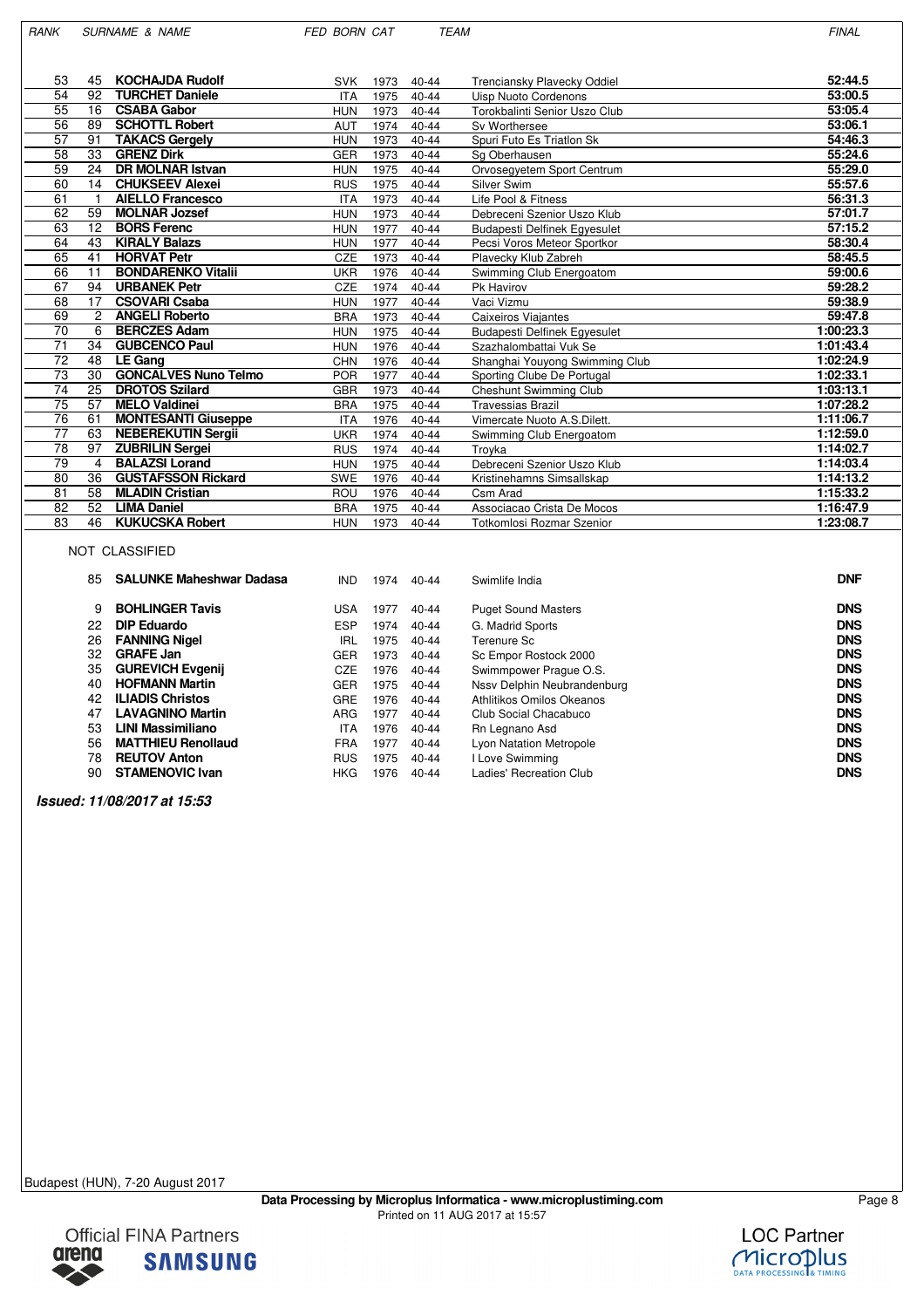| RANK | | SURNAME & NAME | FED | BORN | CAT | TEAM | FINAL |
|---|---|---|---|---|---|---|---|
| 53 | 45 | **KOCHAJDA Rudolf** | SVK | 1973 | 40-44 | Trenciansky Plavecky Oddiel | **52:44.5** |
| 54 | 92 | **TURCHET Daniele** | ITA | 1975 | 40-44 | Uisp Nuoto Cordenons | **53:00.5** |
| 55 | 16 | **CSABA Gabor** | HUN | 1973 | 40-44 | Torokbalinti Senior Uszo Club | **53:05.4** |
| 56 | 89 | **SCHOTTL Robert** | AUT | 1974 | 40-44 | Sv Worthersee | **53:06.1** |
| 57 | 91 | **TAKACS Gergely** | HUN | 1973 | 40-44 | Spuri Futo Es Triatlon Sk | **54:46.3** |
| 58 | 33 | **GRENZ Dirk** | GER | 1973 | 40-44 | Sg Oberhausen | **55:24.6** |
| 59 | 24 | **DR MOLNAR Istvan** | HUN | 1975 | 40-44 | Orvosegyetem Sport Centrum | **55:29.0** |
| 60 | 14 | **CHUKSEEV Alexei** | RUS | 1975 | 40-44 | Silver Swim | **55:57.6** |
| 61 | 1 | **AIELLO Francesco** | ITA | 1973 | 40-44 | Life Pool & Fitness | **56:31.3** |
| 62 | 59 | **MOLNAR Jozsef** | HUN | 1973 | 40-44 | Debreceni Szenior Uszo Klub | **57:01.7** |
| 63 | 12 | **BORS Ferenc** | HUN | 1977 | 40-44 | Budapesti Delfinek Egyesulet | **57:15.2** |
| 64 | 43 | **KIRALY Balazs** | HUN | 1977 | 40-44 | Pecsi Voros Meteor Sportkor | **58:30.4** |
| 65 | 41 | **HORVAT Petr** | CZE | 1973 | 40-44 | Plavecky Klub Zabreh | **58:45.5** |
| 66 | 11 | **BONDARENKO Vitalii** | UKR | 1976 | 40-44 | Swimming Club Energoatom | **59:00.6** |
| 67 | 94 | **URBANEK Petr** | CZE | 1974 | 40-44 | Pk Havirov | **59:28.2** |
| 68 | 17 | **CSOVARI Csaba** | HUN | 1977 | 40-44 | Vaci Vizmu | **59:38.9** |
| 69 | 2 | **ANGELI Roberto** | BRA | 1973 | 40-44 | Caixeiros Viajantes | **59:47.8** |
| 70 | 6 | **BERCZES Adam** | HUN | 1975 | 40-44 | Budapesti Delfinek Egyesulet | **1:00:23.3** |
| 71 | 34 | **GUBCENCO Paul** | HUN | 1976 | 40-44 | Szazhalombattai Vuk Se | **1:01:43.4** |
| 72 | 48 | **LE Gang** | CHN | 1976 | 40-44 | Shanghai Youyong Swimming Club | **1:02:24.9** |
| 73 | 30 | **GONCALVES Nuno Telmo** | POR | 1977 | 40-44 | Sporting Clube De Portugal | **1:02:33.1** |
| 74 | 25 | **DROTOS Szilard** | GBR | 1973 | 40-44 | Cheshunt Swimming Club | **1:03:13.1** |
| 75 | 57 | **MELO Valdinei** | BRA | 1975 | 40-44 | Travessias Brazil | **1:07:28.2** |
| 76 | 61 | **MONTESANTI Giuseppe** | ITA | 1976 | 40-44 | Vimercate Nuoto A.S.Dilett. | **1:11:06.7** |
| 77 | 63 | **NEBEREKUTIN Sergii** | UKR | 1974 | 40-44 | Swimming Club Energoatom | **1:12:59.0** |
| 78 | 97 | **ZUBRILIN Sergei** | RUS | 1974 | 40-44 | Troyka | **1:14:02.7** |
| 79 | 4 | **BALAZSI Lorand** | HUN | 1975 | 40-44 | Debreceni Szenior Uszo Klub | **1:14:03.4** |
| 80 | 36 | **GUSTAFSSON Rickard** | SWE | 1976 | 40-44 | Kristinehamns Simsallskap | **1:14:13.2** |
| 81 | 58 | **MLADIN Cristian** | ROU | 1976 | 40-44 | Csm Arad | **1:15:33.2** |
| 82 | 52 | **LIMA Daniel** | BRA | 1975 | 40-44 | Associacao Crista De Mocos | **1:16:47.9** |
| 83 | 46 | **KUKUCSKA Robert** | HUN | 1973 | 40-44 | Totkomlosi Rozmar Szenior | **1:23:08.7** |

NOT CLASSIFIED

| | SURNAME & NAME | FED | BORN | CAT | TEAM | FINAL |
|---|---|---|---|---|---|---|
| 85 | **SALUNKE Maheshwar Dadasa** | IND | 1974 | 40-44 | Swimlife India | **DNF** |
| 9 | **BOHLINGER Tavis** | USA | 1977 | 40-44 | Puget Sound Masters | **DNS** |
| 22 | **DIP Eduardo** | ESP | 1974 | 40-44 | G. Madrid Sports | **DNS** |
| 26 | **FANNING Nigel** | IRL | 1975 | 40-44 | Terenure Sc | **DNS** |
| 32 | **GRAFE Jan** | GER | 1973 | 40-44 | Sc Empor Rostock 2000 | **DNS** |
| 35 | **GUREVICH Evgenij** | CZE | 1976 | 40-44 | Swimmpower Prague O.S. | **DNS** |
| 40 | **HOFMANN Martin** | GER | 1975 | 40-44 | Nssv Delphin Neubrandenburg | **DNS** |
| 42 | **ILIADIS Christos** | GRE | 1976 | 40-44 | Athlitikos Omilos Okeanos | **DNS** |
| 47 | **LAVAGNINO Martin** | ARG | 1977 | 40-44 | Club Social Chacabuco | **DNS** |
| 53 | **LINI Massimiliano** | ITA | 1976 | 40-44 | Rn Legnano Asd | **DNS** |
| 56 | **MATTHIEU Renollaud** | FRA | 1977 | 40-44 | Lyon Natation Metropole | **DNS** |
| 78 | **REUTOV Anton** | RUS | 1975 | 40-44 | I Love Swimming | **DNS** |
| 90 | **STAMENOVIC Ivan** | HKG | 1976 | 40-44 | Ladies' Recreation Club | **DNS** |

***Issued: 11/08/2017 at 15:53***

Budapest (HUN), 7-20 August 2017

**Data Processing by Microplus Informatica - www.microplustiming.com**
Printed on 11 AUG 2017 at 15:57

Official FINA Partners — arena, SAMSUNG

LOC Partner — Microplus DATA PROCESSING & TIMING